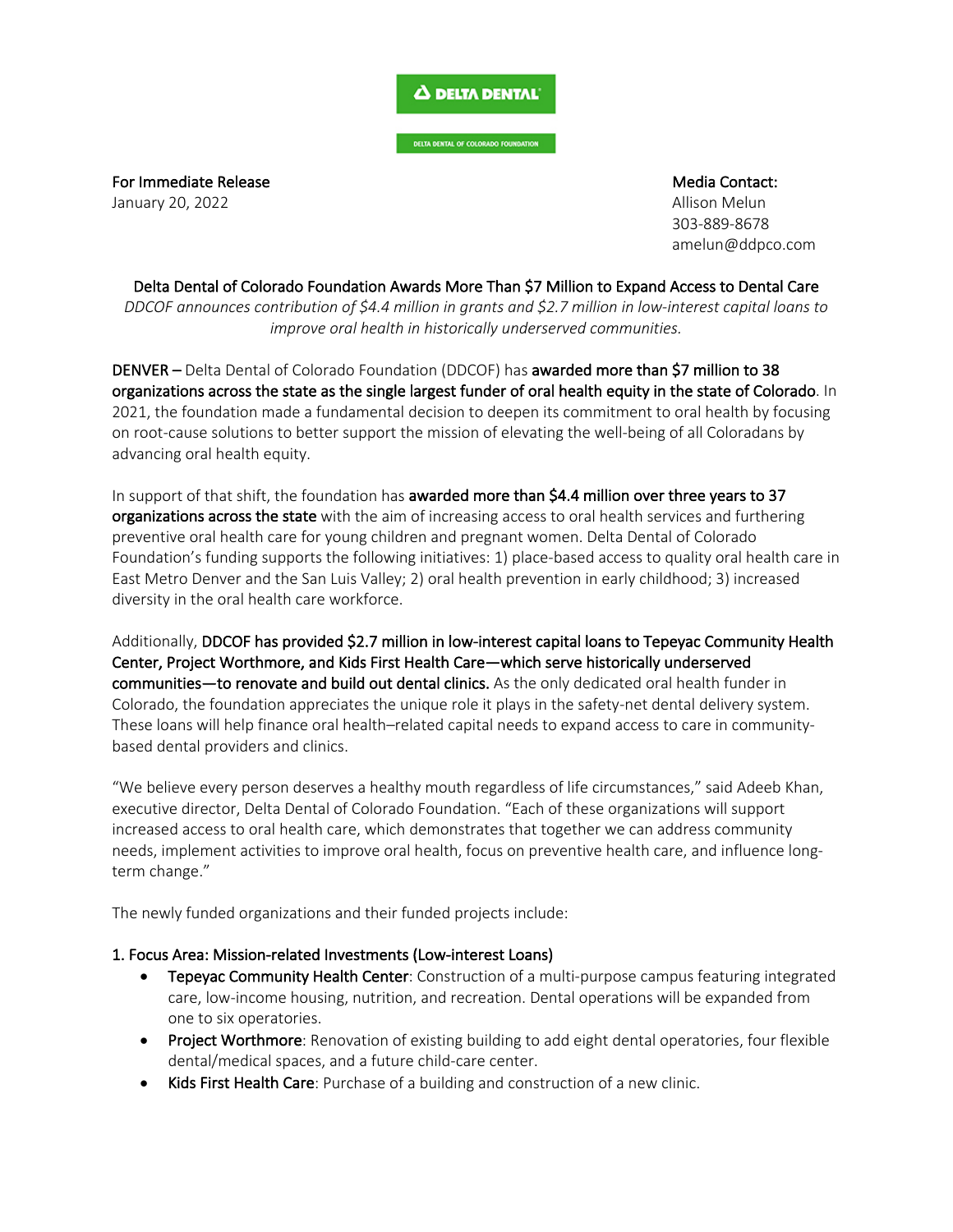For Immediate Release
January 20, 2022

Media Contact:
Allison Melun
303-889-8678
amelun@ddpco.com

# Delta Dental of Colorado Foundation Awards More Than $7 Million to Expand Access to Dental Care

*DDCOF announces contribution of $4.4 million in grants and $2.7 million in low-interest capital loans to improve oral health in historically underserved communities.*

**DENVER –** Delta Dental of Colorado Foundation (DDCOF) has **awarded more than $7 million to 38 organizations across the state as the single largest funder of oral health equity in the state of Colorado**. In 2021, the foundation made a fundamental decision to deepen its commitment to oral health by focusing on root-cause solutions to better support the mission of elevating the well-being of all Coloradans by advancing oral health equity.

In support of that shift, the foundation has **awarded more than $4.4 million over three years to 37 organizations across the state** with the aim of increasing access to oral health services and furthering preventive oral health care for young children and pregnant women. Delta Dental of Colorado Foundation's funding supports the following initiatives: 1) place-based access to quality oral health care in East Metro Denver and the San Luis Valley; 2) oral health prevention in early childhood; 3) increased diversity in the oral health care workforce.

Additionally, **DDCOF has provided $2.7 million in low-interest capital loans to Tepeyac Community Health Center, Project Worthmore, and Kids First Health Care—which serve historically underserved communities—to renovate and build out dental clinics.** As the only dedicated oral health funder in Colorado, the foundation appreciates the unique role it plays in the safety-net dental delivery system. These loans will help finance oral health–related capital needs to expand access to care in community-based dental providers and clinics.

"We believe every person deserves a healthy mouth regardless of life circumstances," said Adeeb Khan, executive director, Delta Dental of Colorado Foundation. "Each of these organizations will support increased access to oral health care, which demonstrates that together we can address community needs, implement activities to improve oral health, focus on preventive health care, and influence long-term change."

The newly funded organizations and their funded projects include:

**1. Focus Area: Mission-related Investments (Low-interest Loans)**

- **Tepeyac Community Health Center**: Construction of a multi-purpose campus featuring integrated care, low-income housing, nutrition, and recreation. Dental operations will be expanded from one to six operatories.
- **Project Worthmore**: Renovation of existing building to add eight dental operatories, four flexible dental/medical spaces, and a future child-care center.
- **Kids First Health Care**: Purchase of a building and construction of a new clinic.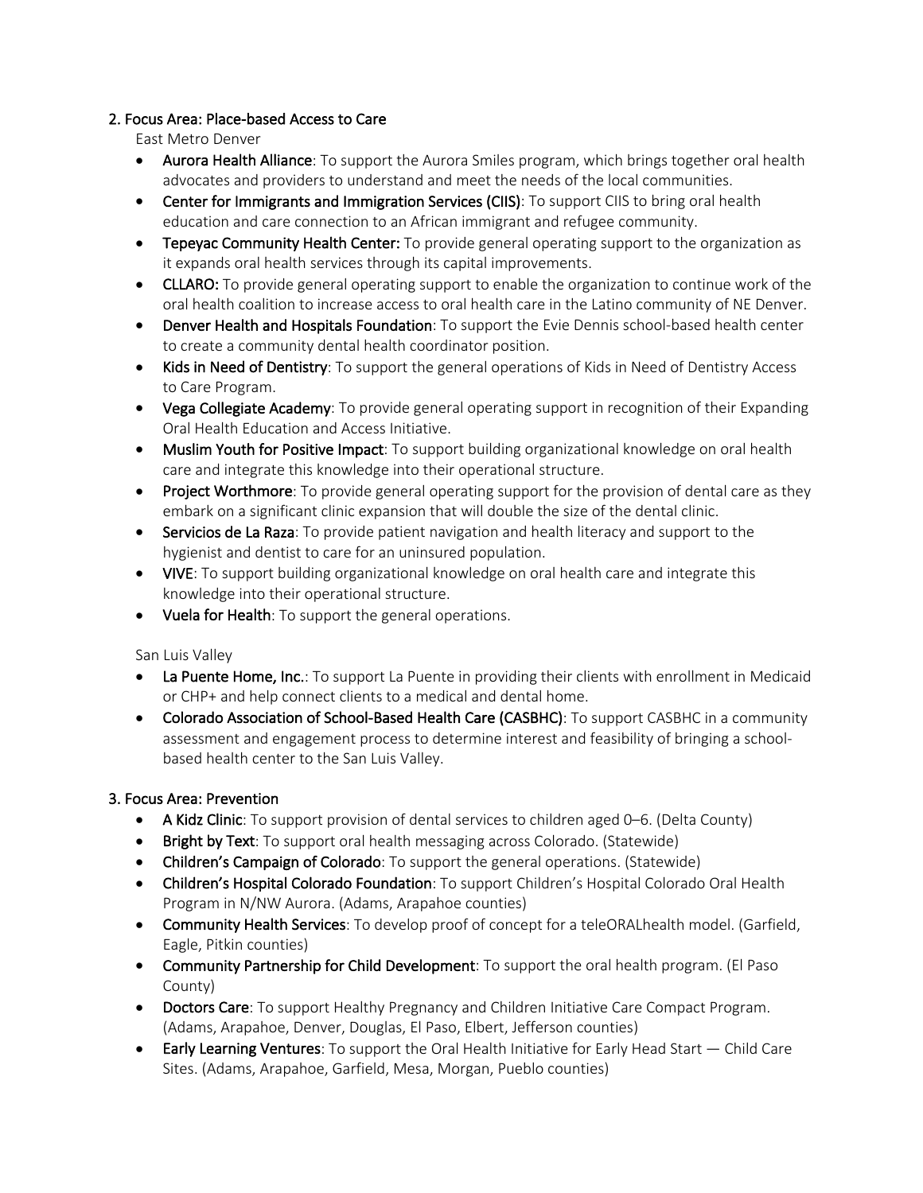### 2. Focus Area: Place-based Access to Care

East Metro Denver

- **Aurora Health Alliance**: To support the Aurora Smiles program, which brings together oral health advocates and providers to understand and meet the needs of the local communities.
- **Center for Immigrants and Immigration Services (CIIS)**: To support CIIS to bring oral health education and care connection to an African immigrant and refugee community.
- **Tepeyac Community Health Center:** To provide general operating support to the organization as it expands oral health services through its capital improvements.
- **CLLARO:** To provide general operating support to enable the organization to continue work of the oral health coalition to increase access to oral health care in the Latino community of NE Denver.
- **Denver Health and Hospitals Foundation**: To support the Evie Dennis school-based health center to create a community dental health coordinator position.
- **Kids in Need of Dentistry**: To support the general operations of Kids in Need of Dentistry Access to Care Program.
- **Vega Collegiate Academy**: To provide general operating support in recognition of their Expanding Oral Health Education and Access Initiative.
- **Muslim Youth for Positive Impact**: To support building organizational knowledge on oral health care and integrate this knowledge into their operational structure.
- **Project Worthmore**: To provide general operating support for the provision of dental care as they embark on a significant clinic expansion that will double the size of the dental clinic.
- **Servicios de La Raza**: To provide patient navigation and health literacy and support to the hygienist and dentist to care for an uninsured population.
- **VIVE**: To support building organizational knowledge on oral health care and integrate this knowledge into their operational structure.
- **Vuela for Health**: To support the general operations.

San Luis Valley

- **La Puente Home, Inc.**: To support La Puente in providing their clients with enrollment in Medicaid or CHP+ and help connect clients to a medical and dental home.
- **Colorado Association of School-Based Health Care (CASBHC)**: To support CASBHC in a community assessment and engagement process to determine interest and feasibility of bringing a school-based health center to the San Luis Valley.

### 3. Focus Area: Prevention

- **A Kidz Clinic**: To support provision of dental services to children aged 0–6. (Delta County)
- **Bright by Text**: To support oral health messaging across Colorado. (Statewide)
- **Children's Campaign of Colorado**: To support the general operations. (Statewide)
- **Children's Hospital Colorado Foundation**: To support Children's Hospital Colorado Oral Health Program in N/NW Aurora. (Adams, Arapahoe counties)
- **Community Health Services**: To develop proof of concept for a teleORALhealth model. (Garfield, Eagle, Pitkin counties)
- **Community Partnership for Child Development**: To support the oral health program. (El Paso County)
- **Doctors Care**: To support Healthy Pregnancy and Children Initiative Care Compact Program. (Adams, Arapahoe, Denver, Douglas, El Paso, Elbert, Jefferson counties)
- **Early Learning Ventures**: To support the Oral Health Initiative for Early Head Start — Child Care Sites. (Adams, Arapahoe, Garfield, Mesa, Morgan, Pueblo counties)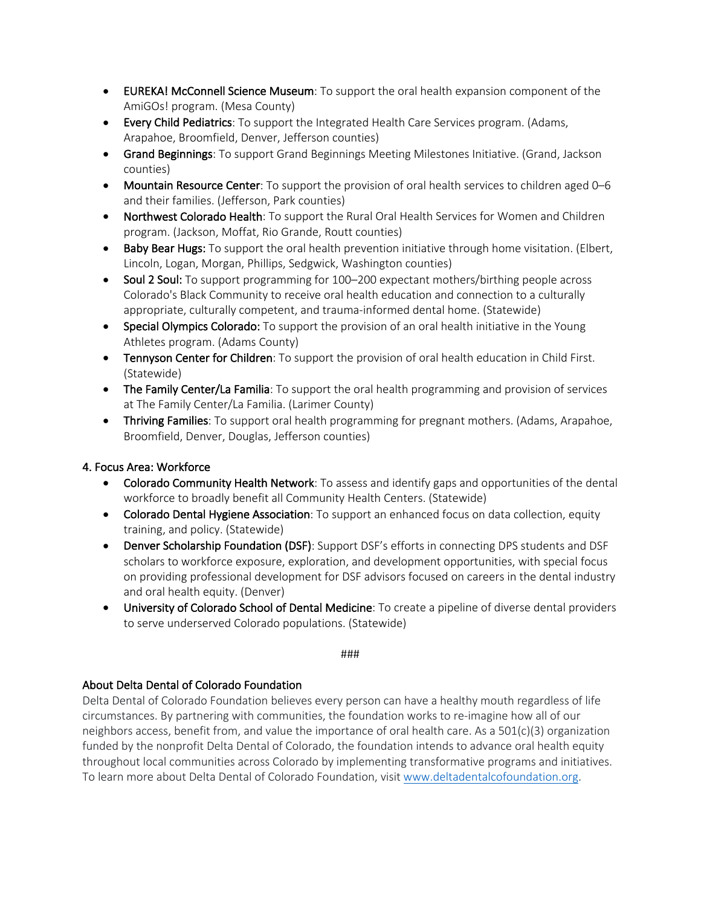- **EUREKA! McConnell Science Museum**: To support the oral health expansion component of the AmiGOs! program. (Mesa County)
- **Every Child Pediatrics**: To support the Integrated Health Care Services program. (Adams, Arapahoe, Broomfield, Denver, Jefferson counties)
- **Grand Beginnings**: To support Grand Beginnings Meeting Milestones Initiative. (Grand, Jackson counties)
- **Mountain Resource Center**: To support the provision of oral health services to children aged 0–6 and their families. (Jefferson, Park counties)
- **Northwest Colorado Health**: To support the Rural Oral Health Services for Women and Children program. (Jackson, Moffat, Rio Grande, Routt counties)
- **Baby Bear Hugs:** To support the oral health prevention initiative through home visitation. (Elbert, Lincoln, Logan, Morgan, Phillips, Sedgwick, Washington counties)
- **Soul 2 Soul:** To support programming for 100–200 expectant mothers/birthing people across Colorado's Black Community to receive oral health education and connection to a culturally appropriate, culturally competent, and trauma-informed dental home. (Statewide)
- **Special Olympics Colorado:** To support the provision of an oral health initiative in the Young Athletes program. (Adams County)
- **Tennyson Center for Children**: To support the provision of oral health education in Child First. (Statewide)
- **The Family Center/La Familia**: To support the oral health programming and provision of services at The Family Center/La Familia. (Larimer County)
- **Thriving Families**: To support oral health programming for pregnant mothers. (Adams, Arapahoe, Broomfield, Denver, Douglas, Jefferson counties)

## 4. Focus Area: Workforce

- **Colorado Community Health Network**: To assess and identify gaps and opportunities of the dental workforce to broadly benefit all Community Health Centers. (Statewide)
- **Colorado Dental Hygiene Association**: To support an enhanced focus on data collection, equity training, and policy. (Statewide)
- **Denver Scholarship Foundation (DSF)**: Support DSF's efforts in connecting DPS students and DSF scholars to workforce exposure, exploration, and development opportunities, with special focus on providing professional development for DSF advisors focused on careers in the dental industry and oral health equity. (Denver)
- **University of Colorado School of Dental Medicine**: To create a pipeline of diverse dental providers to serve underserved Colorado populations. (Statewide)

###

## About Delta Dental of Colorado Foundation

Delta Dental of Colorado Foundation believes every person can have a healthy mouth regardless of life circumstances. By partnering with communities, the foundation works to re-imagine how all of our neighbors access, benefit from, and value the importance of oral health care. As a 501(c)(3) organization funded by the nonprofit Delta Dental of Colorado, the foundation intends to advance oral health equity throughout local communities across Colorado by implementing transformative programs and initiatives. To learn more about Delta Dental of Colorado Foundation, visit [www.deltadentalcofoundation.org](http://www.deltadentalcofoundation.org).